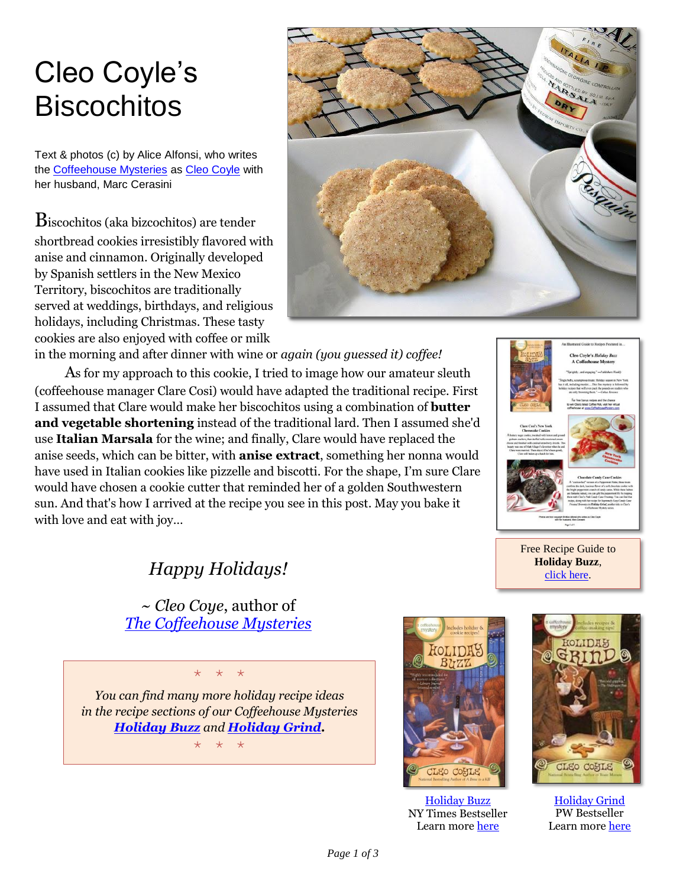# Cleo Coyle's Biscochitos

Text & photos (c) by Alice Alfonsi, who writes the [Coffeehouse Mysteries] as [Cleo Coyle] with her husband, Marc Cerasini

Biscochitos (aka bizcochitos) are tender shortbread cookies irresistibly flavored with anise and cinnamon. Originally developed by Spanish settlers in the New Mexico Territory, biscochitos are traditionally served at weddings, birthdays, and religious holidays, including Christmas. These tasty cookies are also enjoyed with coffee or milk in the morning and after dinner with wine or *again (you guessed it) coffee!*

As for my approach to this cookie, I tried to image how our amateur sleuth (coffeehouse manager Clare Cosi) would have adapted the traditional recipe. First I assumed that Clare would make her biscochitos using a combination of **butter and vegetable shortening** instead of the traditional lard. Then I assumed she'd use **Italian Marsala** for the wine; and finally, Clare would have replaced the anise seeds, which can be bitter, with **anise extract**, something her nonna would have used in Italian cookies like pizzelle and biscotti. For the shape, I'm sure Clare would have chosen a cookie cutter that reminded her of a golden Southwestern sun. And that's how I arrived at the recipe you see in this post. May you bake it with love and eat with joy...

*Happy Holidays!*

~ *Cleo Coye*, author of *The Coffeehouse Mysteries*

\* \* \*

*You can find many more holiday recipe ideas in the recipe sections of our Coffeehouse Mysteries **Holiday Buzz** and **Holiday Grind**.*

\* \* \*

Free Recipe Guide to **Holiday Buzz**, click here.

Holiday Buzz
NY Times Bestseller
Learn more here

Holiday Grind
PW Bestseller
Learn more here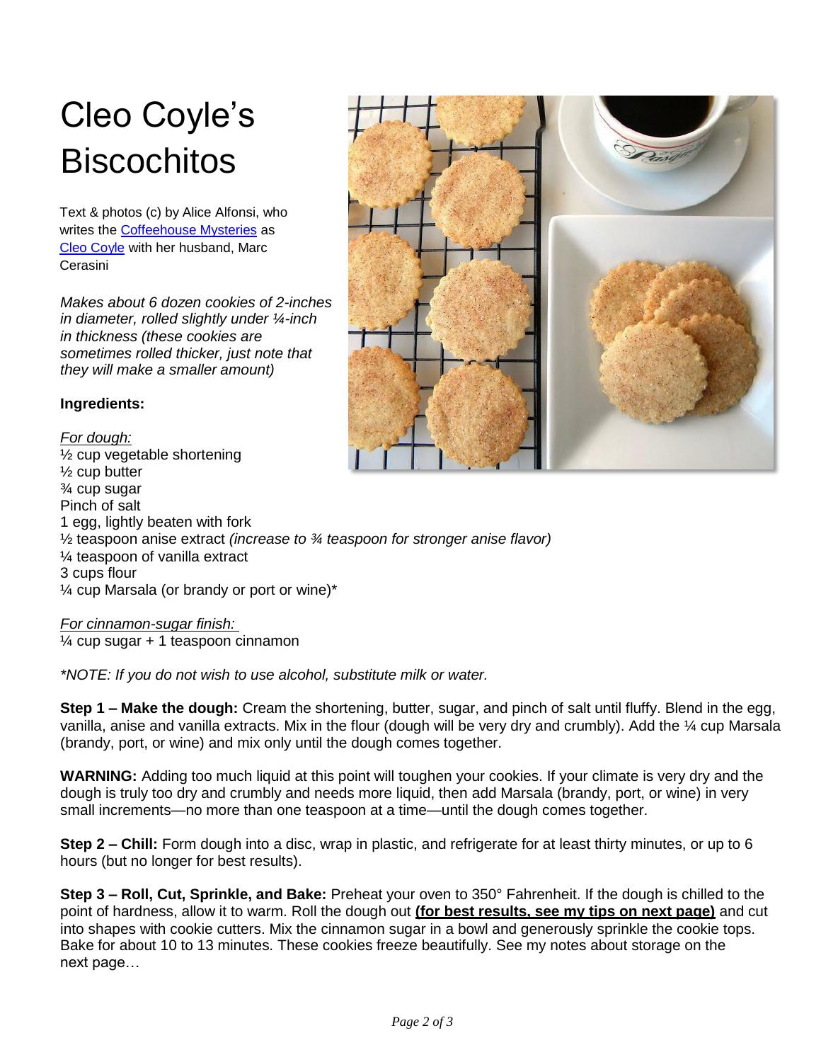# Cleo Coyle's Biscochitos

Text & photos (c) by Alice Alfonsi, who writes the Coffeehouse Mysteries as Cleo Coyle with her husband, Marc Cerasini

*Makes about 6 dozen cookies of 2-inches in diameter, rolled slightly under ¼-inch in thickness (these cookies are sometimes rolled thicker, just note that they will make a smaller amount)*

**Ingredients:**

*For dough:*
½ cup vegetable shortening
½ cup butter
¾ cup sugar
Pinch of salt
1 egg, lightly beaten with fork
½ teaspoon anise extract *(increase to ¾ teaspoon for stronger anise flavor)*
¼ teaspoon of vanilla extract
3 cups flour
¼ cup Marsala (or brandy or port or wine)*

*For cinnamon-sugar finish:*
¼ cup sugar + 1 teaspoon cinnamon

**NOTE: If you do not wish to use alcohol, substitute milk or water.*

**Step 1 – Make the dough:** Cream the shortening, butter, sugar, and pinch of salt until fluffy. Blend in the egg, vanilla, anise and vanilla extracts. Mix in the flour (dough will be very dry and crumbly). Add the ¼ cup Marsala (brandy, port, or wine) and mix only until the dough comes together.

**WARNING:** Adding too much liquid at this point will toughen your cookies. If your climate is very dry and the dough is truly too dry and crumbly and needs more liquid, then add Marsala (brandy, port, or wine) in very small increments—no more than one teaspoon at a time—until the dough comes together.

**Step 2 – Chill:** Form dough into a disc, wrap in plastic, and refrigerate for at least thirty minutes, or up to 6 hours (but no longer for best results).

**Step 3 – Roll, Cut, Sprinkle, and Bake:** Preheat your oven to 350° Fahrenheit. If the dough is chilled to the point of hardness, allow it to warm. Roll the dough out **(for best results, see my tips on next page)** and cut into shapes with cookie cutters. Mix the cinnamon sugar in a bowl and generously sprinkle the cookie tops. Bake for about 10 to 13 minutes. These cookies freeze beautifully. See my notes about storage on the next page…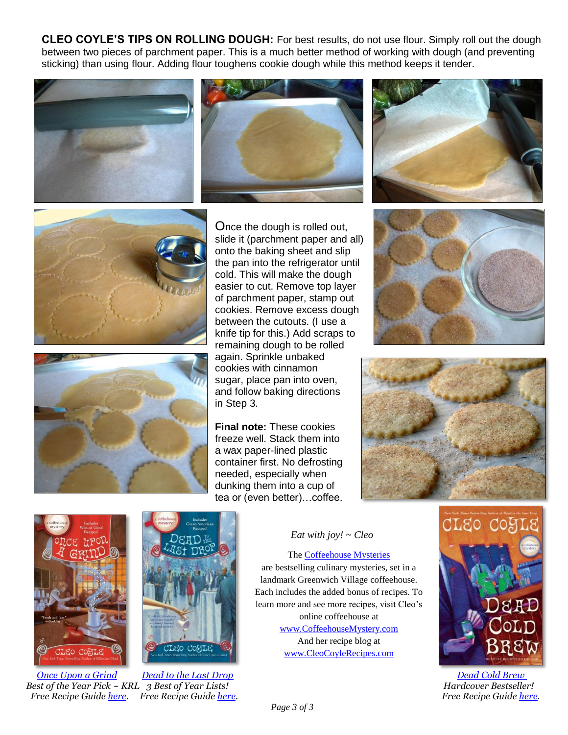**CLEO COYLE'S TIPS ON ROLLING DOUGH:** For best results, do not use flour. Simply roll out the dough between two pieces of parchment paper. This is a much better method of working with dough (and preventing sticking) than using flour. Adding flour toughens cookie dough while this method keeps it tender.

Once the dough is rolled out, slide it (parchment paper and all) onto the baking sheet and slip the pan into the refrigerator until cold. This will make the dough easier to cut. Remove top layer of parchment paper, stamp out cookies. Remove excess dough between the cutouts. (I use a knife tip for this.) Add scraps to remaining dough to be rolled again. Sprinkle unbaked cookies with cinnamon sugar, place pan into oven, and follow baking directions in Step 3.

**Final note:** These cookies freeze well. Stack them into a wax paper-lined plastic container first. No defrosting needed, especially when dunking them into a cup of tea or (even better)…coffee.

*Eat with joy! ~ Cleo*

The Coffeehouse Mysteries are bestselling culinary mysteries, set in a landmark Greenwich Village coffeehouse. Each includes the added bonus of recipes. To learn more and see more recipes, visit Cleo's online coffeehouse at www.CoffeehouseMystery.com And her recipe blog at www.CleoCoyleRecipes.com

*Once Upon a Grind*
*Best of the Year Pick ~ KRL*
*Free Recipe Guide here.*

*Dead to the Last Drop*
*3 Best of Year Lists!*
*Free Recipe Guide here.*

*Dead Cold Brew*
*Hardcover Bestseller!*
*Free Recipe Guide here.*